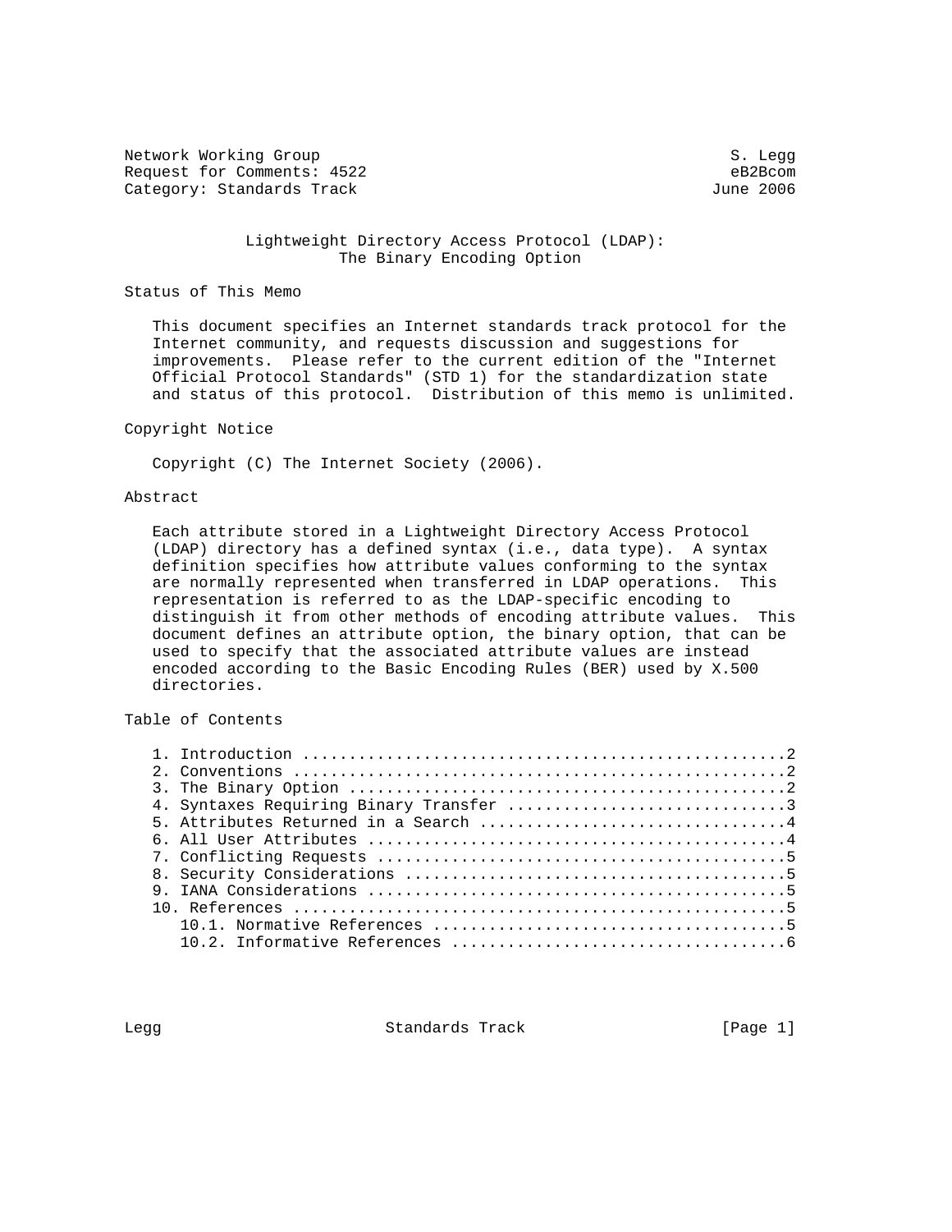Network Working Group S. Legg
Request for Comments: 4522 eB2Bcom
Category: Standards Track June 2006

# Lightweight Directory Access Protocol (LDAP): The Binary Encoding Option

## Status of This Memo

This document specifies an Internet standards track protocol for the Internet community, and requests discussion and suggestions for improvements. Please refer to the current edition of the "Internet Official Protocol Standards" (STD 1) for the standardization state and status of this protocol. Distribution of this memo is unlimited.

## Copyright Notice

Copyright (C) The Internet Society (2006).

## Abstract

Each attribute stored in a Lightweight Directory Access Protocol (LDAP) directory has a defined syntax (i.e., data type). A syntax definition specifies how attribute values conforming to the syntax are normally represented when transferred in LDAP operations. This representation is referred to as the LDAP-specific encoding to distinguish it from other methods of encoding attribute values. This document defines an attribute option, the binary option, that can be used to specify that the associated attribute values are instead encoded according to the Basic Encoding Rules (BER) used by X.500 directories.

## Table of Contents

```
1. Introduction ....................................................2
2. Conventions .....................................................2
3. The Binary Option ...............................................2
4. Syntaxes Requiring Binary Transfer ..............................3
5. Attributes Returned in a Search .................................4
6. All User Attributes .............................................4
7. Conflicting Requests ............................................5
8. Security Considerations .........................................5
9. IANA Considerations .............................................5
10. References .....................................................5
   10.1. Normative References ......................................5
   10.2. Informative References ....................................6
```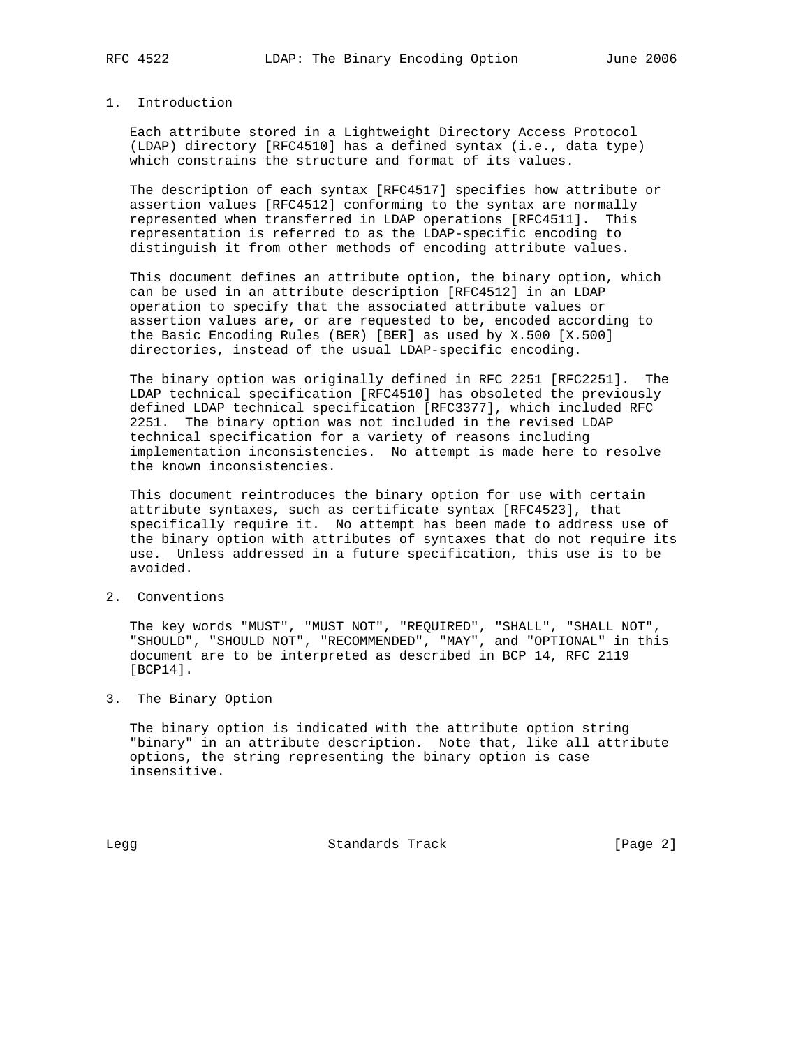## 1. Introduction

Each attribute stored in a Lightweight Directory Access Protocol (LDAP) directory [RFC4510] has a defined syntax (i.e., data type) which constrains the structure and format of its values.

The description of each syntax [RFC4517] specifies how attribute or assertion values [RFC4512] conforming to the syntax are normally represented when transferred in LDAP operations [RFC4511]. This representation is referred to as the LDAP-specific encoding to distinguish it from other methods of encoding attribute values.

This document defines an attribute option, the binary option, which can be used in an attribute description [RFC4512] in an LDAP operation to specify that the associated attribute values or assertion values are, or are requested to be, encoded according to the Basic Encoding Rules (BER) [BER] as used by X.500 [X.500] directories, instead of the usual LDAP-specific encoding.

The binary option was originally defined in RFC 2251 [RFC2251]. The LDAP technical specification [RFC4510] has obsoleted the previously defined LDAP technical specification [RFC3377], which included RFC 2251. The binary option was not included in the revised LDAP technical specification for a variety of reasons including implementation inconsistencies. No attempt is made here to resolve the known inconsistencies.

This document reintroduces the binary option for use with certain attribute syntaxes, such as certificate syntax [RFC4523], that specifically require it. No attempt has been made to address use of the binary option with attributes of syntaxes that do not require its use. Unless addressed in a future specification, this use is to be avoided.

## 2. Conventions

The key words "MUST", "MUST NOT", "REQUIRED", "SHALL", "SHALL NOT", "SHOULD", "SHOULD NOT", "RECOMMENDED", "MAY", and "OPTIONAL" in this document are to be interpreted as described in BCP 14, RFC 2119 [BCP14].

## 3. The Binary Option

The binary option is indicated with the attribute option string "binary" in an attribute description. Note that, like all attribute options, the string representing the binary option is case insensitive.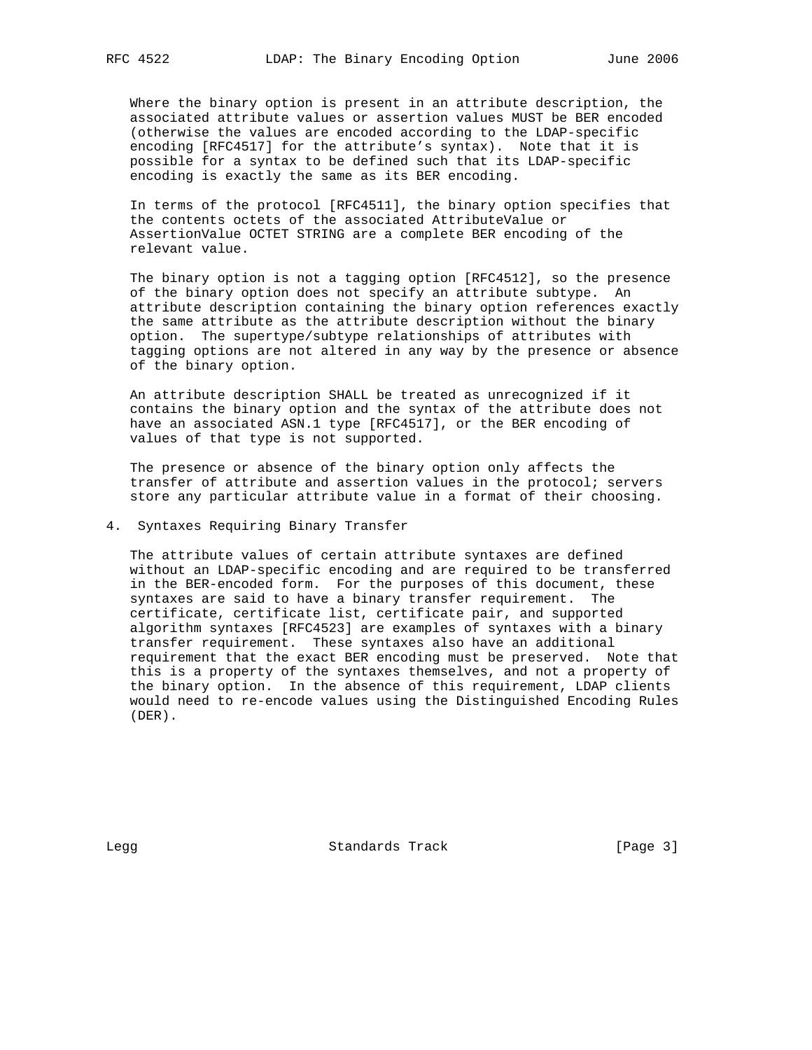Where the binary option is present in an attribute description, the associated attribute values or assertion values MUST be BER encoded (otherwise the values are encoded according to the LDAP-specific encoding [RFC4517] for the attribute's syntax). Note that it is possible for a syntax to be defined such that its LDAP-specific encoding is exactly the same as its BER encoding.

In terms of the protocol [RFC4511], the binary option specifies that the contents octets of the associated AttributeValue or AssertionValue OCTET STRING are a complete BER encoding of the relevant value.

The binary option is not a tagging option [RFC4512], so the presence of the binary option does not specify an attribute subtype. An attribute description containing the binary option references exactly the same attribute as the attribute description without the binary option. The supertype/subtype relationships of attributes with tagging options are not altered in any way by the presence or absence of the binary option.

An attribute description SHALL be treated as unrecognized if it contains the binary option and the syntax of the attribute does not have an associated ASN.1 type [RFC4517], or the BER encoding of values of that type is not supported.

The presence or absence of the binary option only affects the transfer of attribute and assertion values in the protocol; servers store any particular attribute value in a format of their choosing.

## 4. Syntaxes Requiring Binary Transfer

The attribute values of certain attribute syntaxes are defined without an LDAP-specific encoding and are required to be transferred in the BER-encoded form. For the purposes of this document, these syntaxes are said to have a binary transfer requirement. The certificate, certificate list, certificate pair, and supported algorithm syntaxes [RFC4523] are examples of syntaxes with a binary transfer requirement. These syntaxes also have an additional requirement that the exact BER encoding must be preserved. Note that this is a property of the syntaxes themselves, and not a property of the binary option. In the absence of this requirement, LDAP clients would need to re-encode values using the Distinguished Encoding Rules (DER).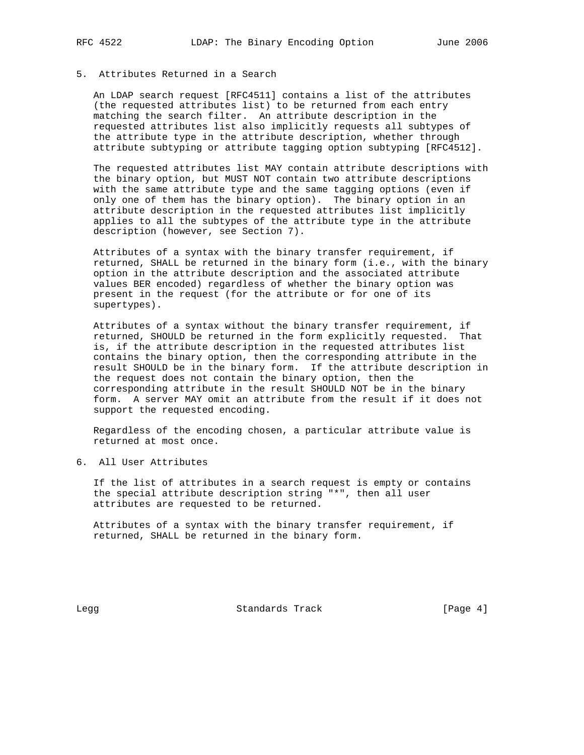## 5. Attributes Returned in a Search

An LDAP search request [RFC4511] contains a list of the attributes (the requested attributes list) to be returned from each entry matching the search filter. An attribute description in the requested attributes list also implicitly requests all subtypes of the attribute type in the attribute description, whether through attribute subtyping or attribute tagging option subtyping [RFC4512].

The requested attributes list MAY contain attribute descriptions with the binary option, but MUST NOT contain two attribute descriptions with the same attribute type and the same tagging options (even if only one of them has the binary option). The binary option in an attribute description in the requested attributes list implicitly applies to all the subtypes of the attribute type in the attribute description (however, see Section 7).

Attributes of a syntax with the binary transfer requirement, if returned, SHALL be returned in the binary form (i.e., with the binary option in the attribute description and the associated attribute values BER encoded) regardless of whether the binary option was present in the request (for the attribute or for one of its supertypes).

Attributes of a syntax without the binary transfer requirement, if returned, SHOULD be returned in the form explicitly requested. That is, if the attribute description in the requested attributes list contains the binary option, then the corresponding attribute in the result SHOULD be in the binary form. If the attribute description in the request does not contain the binary option, then the corresponding attribute in the result SHOULD NOT be in the binary form. A server MAY omit an attribute from the result if it does not support the requested encoding.

Regardless of the encoding chosen, a particular attribute value is returned at most once.

## 6. All User Attributes

If the list of attributes in a search request is empty or contains the special attribute description string "*", then all user attributes are requested to be returned.

Attributes of a syntax with the binary transfer requirement, if returned, SHALL be returned in the binary form.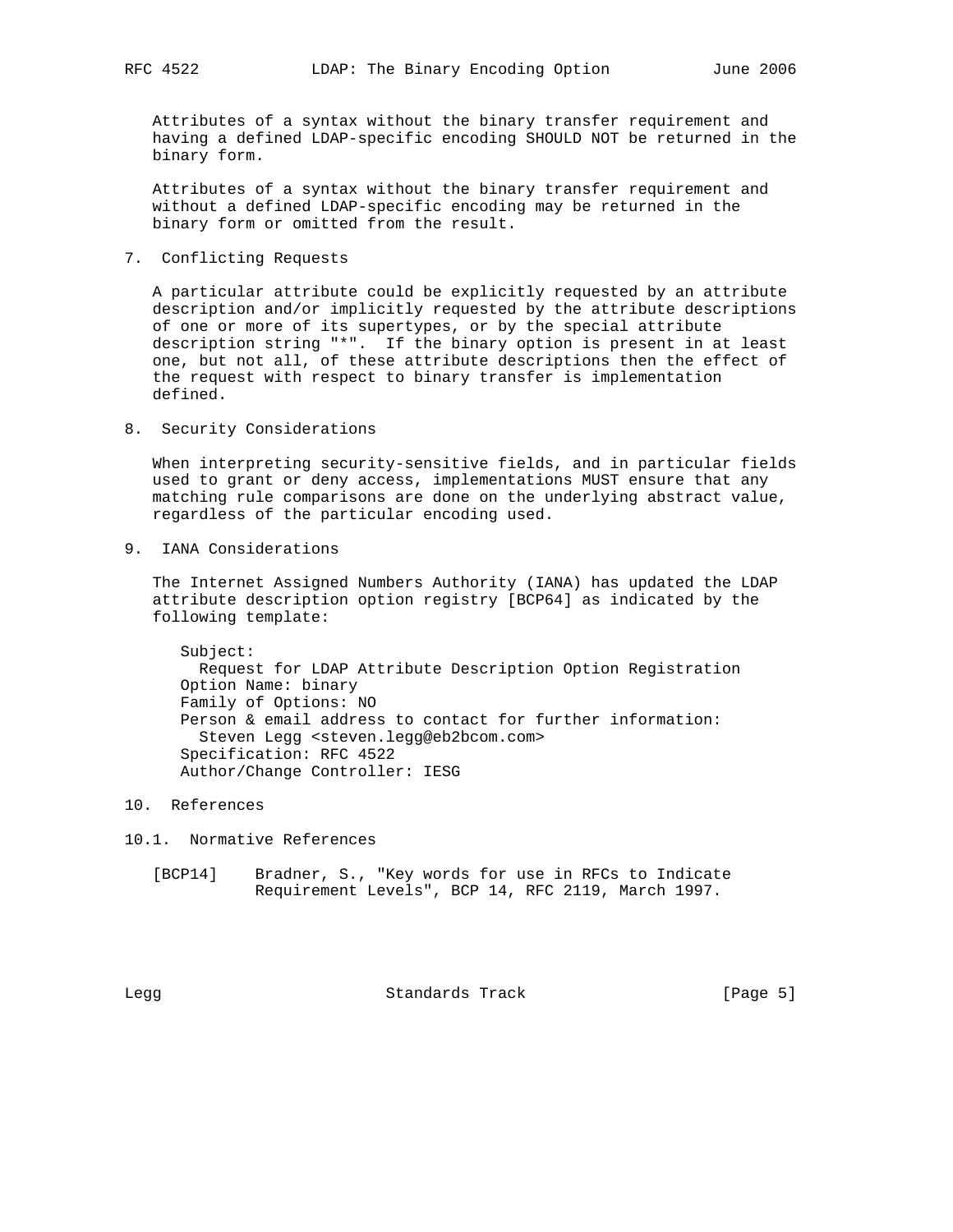Attributes of a syntax without the binary transfer requirement and having a defined LDAP-specific encoding SHOULD NOT be returned in the binary form.

Attributes of a syntax without the binary transfer requirement and without a defined LDAP-specific encoding may be returned in the binary form or omitted from the result.

## 7. Conflicting Requests

A particular attribute could be explicitly requested by an attribute description and/or implicitly requested by the attribute descriptions of one or more of its supertypes, or by the special attribute description string "*". If the binary option is present in at least one, but not all, of these attribute descriptions then the effect of the request with respect to binary transfer is implementation defined.

## 8. Security Considerations

When interpreting security-sensitive fields, and in particular fields used to grant or deny access, implementations MUST ensure that any matching rule comparisons are done on the underlying abstract value, regardless of the particular encoding used.

## 9. IANA Considerations

The Internet Assigned Numbers Authority (IANA) has updated the LDAP attribute description option registry [BCP64] as indicated by the following template:

```
Subject:
  Request for LDAP Attribute Description Option Registration
Option Name: binary
Family of Options: NO
Person & email address to contact for further information:
  Steven Legg <steven.legg@eb2bcom.com>
Specification: RFC 4522
Author/Change Controller: IESG
```

## 10. References

### 10.1. Normative References

[BCP14] Bradner, S., "Key words for use in RFCs to Indicate Requirement Levels", BCP 14, RFC 2119, March 1997.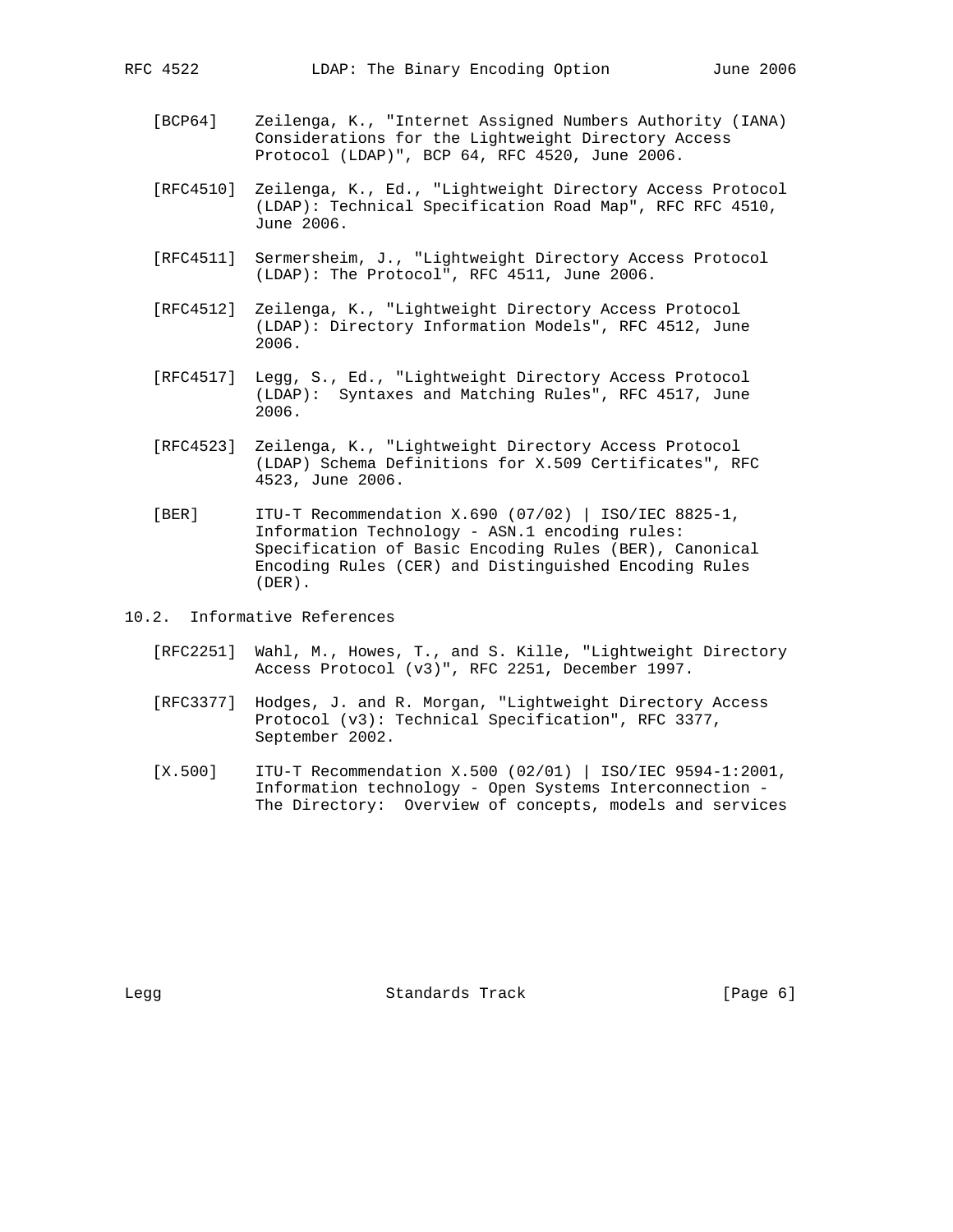[BCP64] Zeilenga, K., "Internet Assigned Numbers Authority (IANA) Considerations for the Lightweight Directory Access Protocol (LDAP)", BCP 64, RFC 4520, June 2006.

[RFC4510] Zeilenga, K., Ed., "Lightweight Directory Access Protocol (LDAP): Technical Specification Road Map", RFC RFC 4510, June 2006.

[RFC4511] Sermersheim, J., "Lightweight Directory Access Protocol (LDAP): The Protocol", RFC 4511, June 2006.

[RFC4512] Zeilenga, K., "Lightweight Directory Access Protocol (LDAP): Directory Information Models", RFC 4512, June 2006.

[RFC4517] Legg, S., Ed., "Lightweight Directory Access Protocol (LDAP): Syntaxes and Matching Rules", RFC 4517, June 2006.

[RFC4523] Zeilenga, K., "Lightweight Directory Access Protocol (LDAP) Schema Definitions for X.509 Certificates", RFC 4523, June 2006.

[BER] ITU-T Recommendation X.690 (07/02) | ISO/IEC 8825-1, Information Technology - ASN.1 encoding rules: Specification of Basic Encoding Rules (BER), Canonical Encoding Rules (CER) and Distinguished Encoding Rules (DER).

## 10.2. Informative References

[RFC2251] Wahl, M., Howes, T., and S. Kille, "Lightweight Directory Access Protocol (v3)", RFC 2251, December 1997.

[RFC3377] Hodges, J. and R. Morgan, "Lightweight Directory Access Protocol (v3): Technical Specification", RFC 3377, September 2002.

[X.500] ITU-T Recommendation X.500 (02/01) | ISO/IEC 9594-1:2001, Information technology - Open Systems Interconnection - The Directory: Overview of concepts, models and services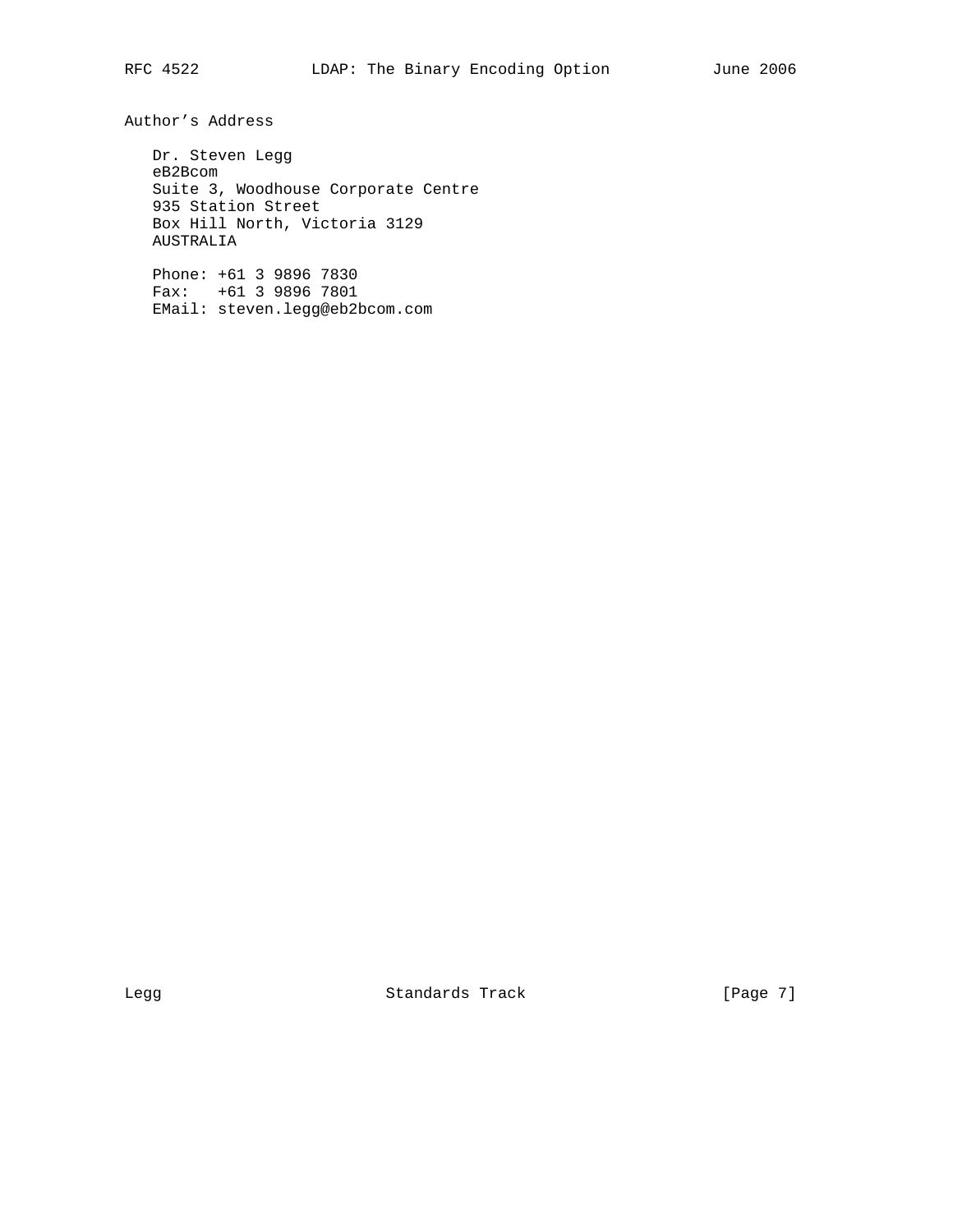## Author's Address

Dr. Steven Legg
eB2Bcom
Suite 3, Woodhouse Corporate Centre
935 Station Street
Box Hill North, Victoria 3129
AUSTRALIA

Phone: +61 3 9896 7830
Fax:   +61 3 9896 7801
EMail: steven.legg@eb2bcom.com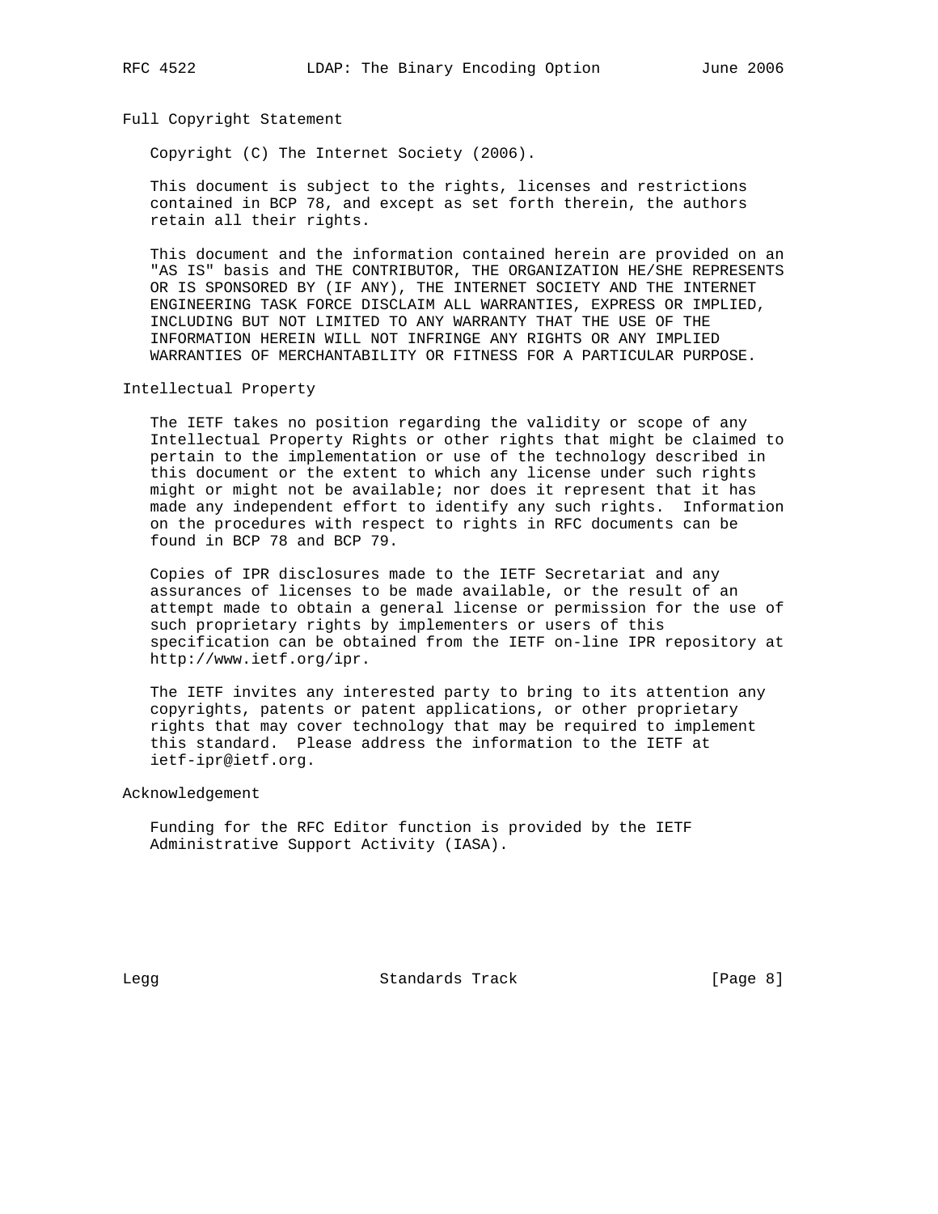## Full Copyright Statement

Copyright (C) The Internet Society (2006).

This document is subject to the rights, licenses and restrictions contained in BCP 78, and except as set forth therein, the authors retain all their rights.

This document and the information contained herein are provided on an "AS IS" basis and THE CONTRIBUTOR, THE ORGANIZATION HE/SHE REPRESENTS OR IS SPONSORED BY (IF ANY), THE INTERNET SOCIETY AND THE INTERNET ENGINEERING TASK FORCE DISCLAIM ALL WARRANTIES, EXPRESS OR IMPLIED, INCLUDING BUT NOT LIMITED TO ANY WARRANTY THAT THE USE OF THE INFORMATION HEREIN WILL NOT INFRINGE ANY RIGHTS OR ANY IMPLIED WARRANTIES OF MERCHANTABILITY OR FITNESS FOR A PARTICULAR PURPOSE.

## Intellectual Property

The IETF takes no position regarding the validity or scope of any Intellectual Property Rights or other rights that might be claimed to pertain to the implementation or use of the technology described in this document or the extent to which any license under such rights might or might not be available; nor does it represent that it has made any independent effort to identify any such rights. Information on the procedures with respect to rights in RFC documents can be found in BCP 78 and BCP 79.

Copies of IPR disclosures made to the IETF Secretariat and any assurances of licenses to be made available, or the result of an attempt made to obtain a general license or permission for the use of such proprietary rights by implementers or users of this specification can be obtained from the IETF on-line IPR repository at http://www.ietf.org/ipr.

The IETF invites any interested party to bring to its attention any copyrights, patents or patent applications, or other proprietary rights that may cover technology that may be required to implement this standard. Please address the information to the IETF at ietf-ipr@ietf.org.

## Acknowledgement

Funding for the RFC Editor function is provided by the IETF Administrative Support Activity (IASA).